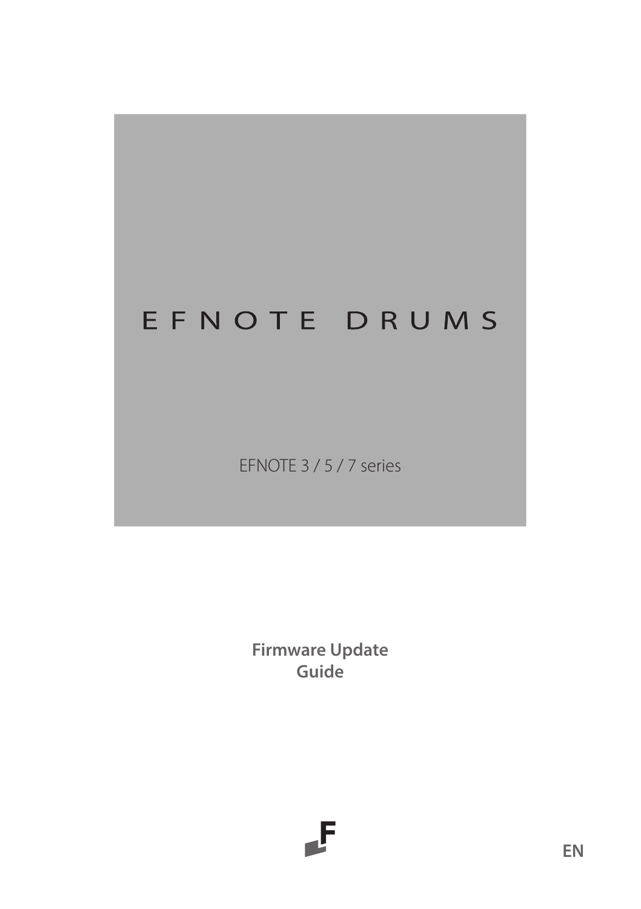# EFNOTE DRUMS

EFNOTE 3 / 5 / 7 series

**Firmware Update Guide**

EN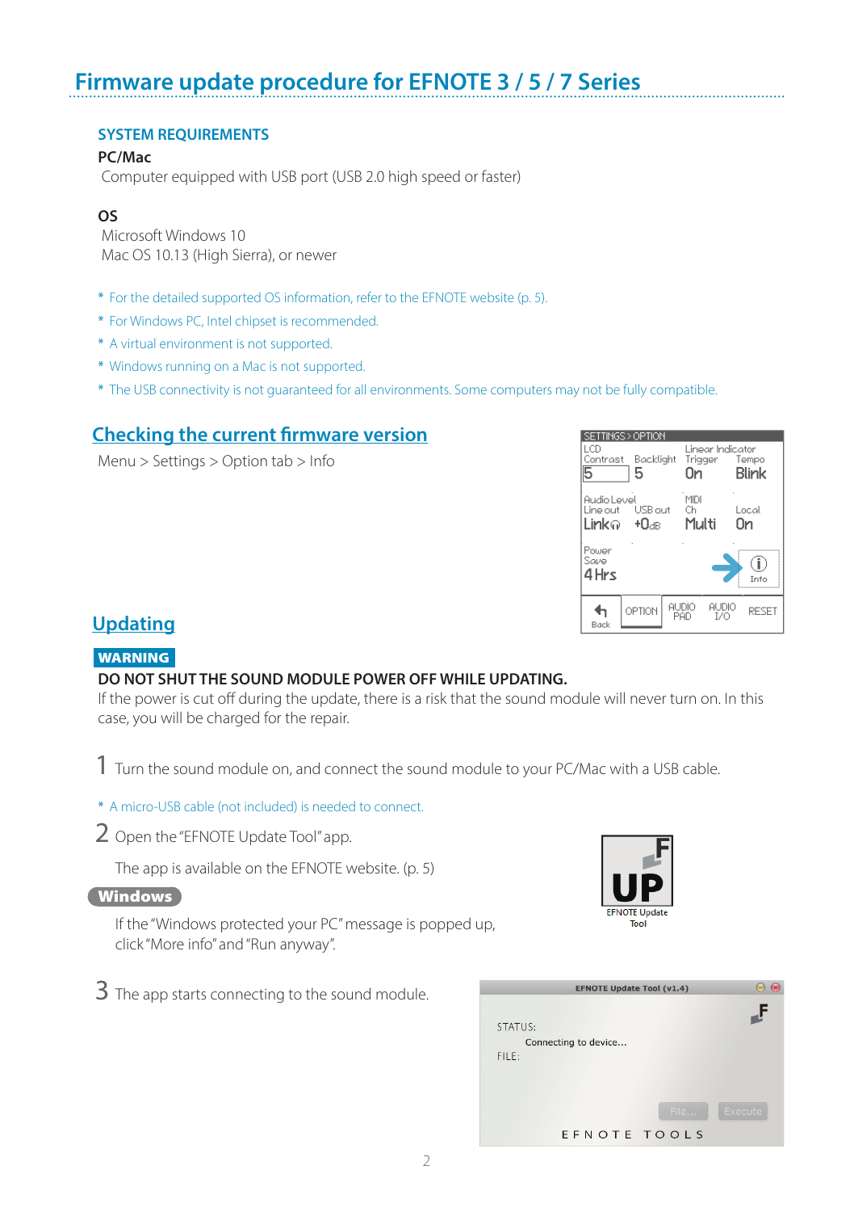# Firmware update procedure for EFNOTE 3 / 5 / 7 Series

### SYSTEM REQUIREMENTS

**PC/Mac**

Computer equipped with USB port (USB 2.0 high speed or faster)

**OS**

Microsoft Windows 10

Mac OS 10.13 (High Sierra), or newer

* For the detailed supported OS information, refer to the EFNOTE website (p. 5).
* For Windows PC, Intel chipset is recommended.
* A virtual environment is not supported.
* Windows running on a Mac is not supported.
* The USB connectivity is not guaranteed for all environments. Some computers may not be fully compatible.

## Checking the current firmware version

Menu > Settings > Option tab > Info

## Updating

**WARNING**

**DO NOT SHUT THE SOUND MODULE POWER OFF WHILE UPDATING.**

If the power is cut off during the update, there is a risk that the sound module will never turn on. In this case, you will be charged for the repair.

1 Turn the sound module on, and connect the sound module to your PC/Mac with a USB cable.

* A micro-USB cable (not included) is needed to connect.

2 Open the "EFNOTE Update Tool" app.

The app is available on the EFNOTE website. (p. 5)

**Windows**

If the "Windows protected your PC" message is popped up, click "More info" and "Run anyway".

3 The app starts connecting to the sound module.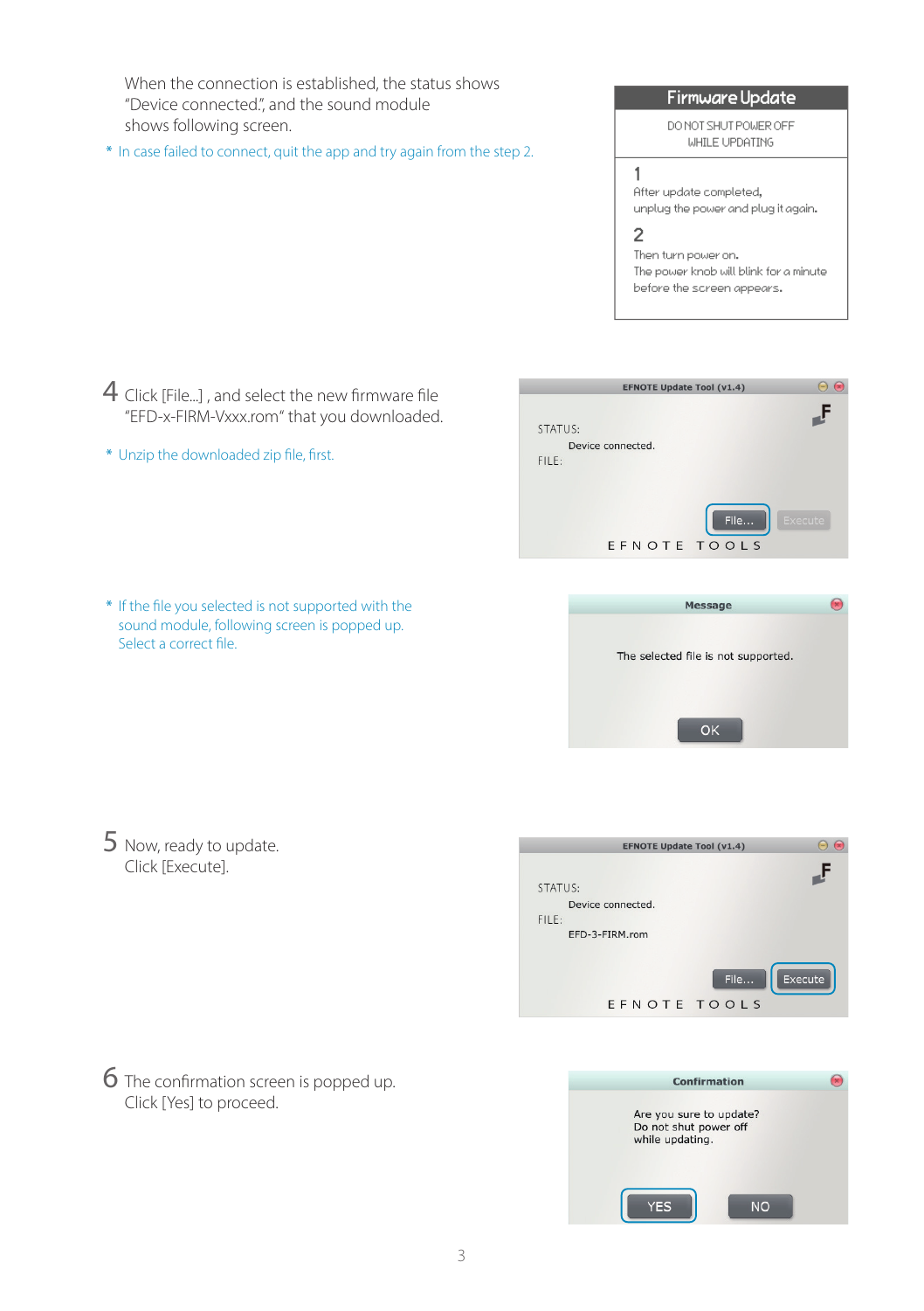When the connection is established, the status shows "Device connected.", and the sound module shows following screen.

* In case failed to connect, quit the app and try again from the step 2.

**Firmware Update**

DO NOT SHUT POWER OFF WHILE UPDATING

1
After update completed, unplug the power and plug it again.

2
Then turn power on. The power knob will blink for a minute before the screen appears.

4 Click [File...] , and select the new firmware file "EFD-x-FIRM-Vxxx.rom" that you downloaded.

* Unzip the downloaded zip file, first.

EFNOTE Update Tool (v1.4)

STATUS:
Device connected.
FILE:

File... Execute

EFNOTE TOOLS

* If the file you selected is not supported with the sound module, following screen is popped up. Select a correct file.

Message

The selected file is not supported.

OK

5 Now, ready to update. Click [Execute].

EFNOTE Update Tool (v1.4)

STATUS:
Device connected.
FILE:
EFD-3-FIRM.rom

File... Execute

EFNOTE TOOLS

6 The confirmation screen is popped up. Click [Yes] to proceed.

Confirmation

Are you sure to update?
Do not shut power off while updating.

YES NO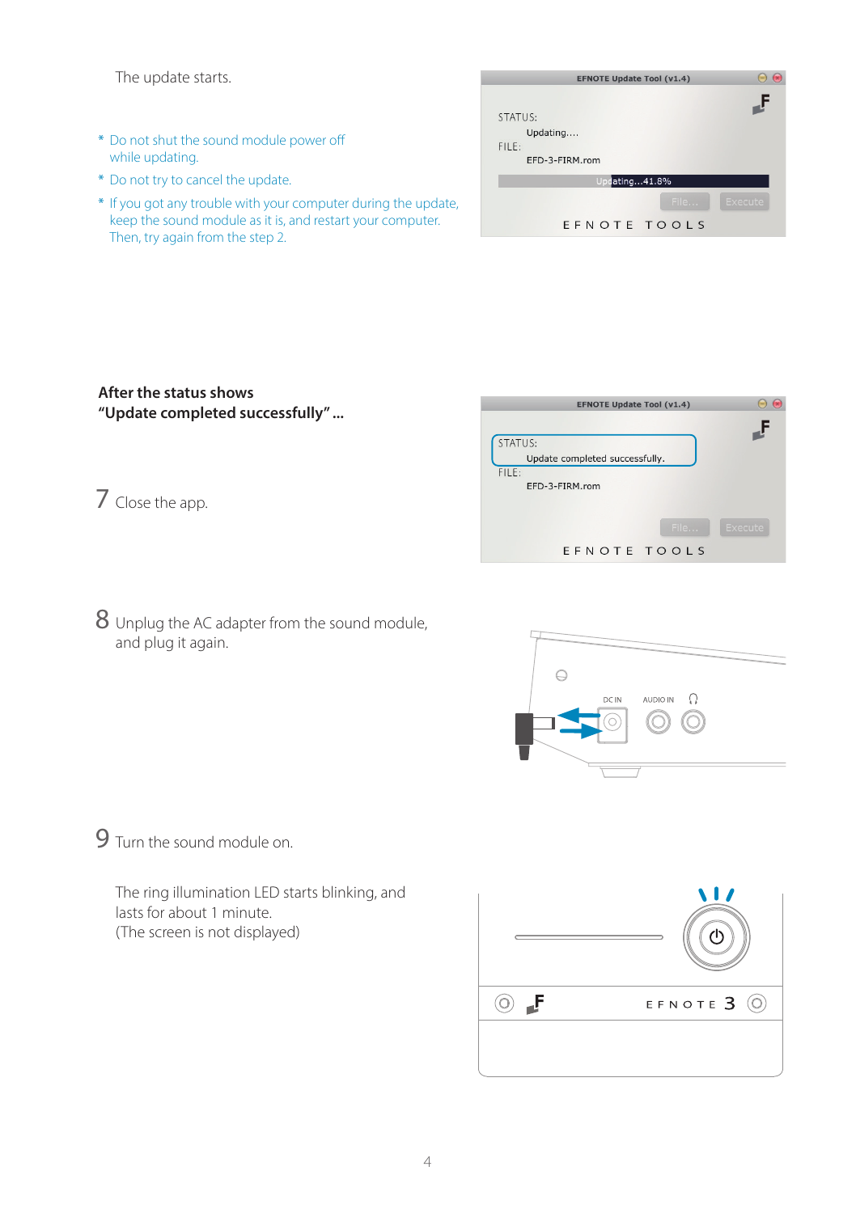The update starts.

* Do not shut the sound module power off while updating.
* Do not try to cancel the update.
* If you got any trouble with your computer during the update, keep the sound module as it is, and restart your computer. Then, try again from the step 2.

**After the status shows "Update completed successfully" ...**

7 Close the app.

8 Unplug the AC adapter from the sound module, and plug it again.

9 Turn the sound module on.

The ring illumination LED starts blinking, and lasts for about 1 minute.
(The screen is not displayed)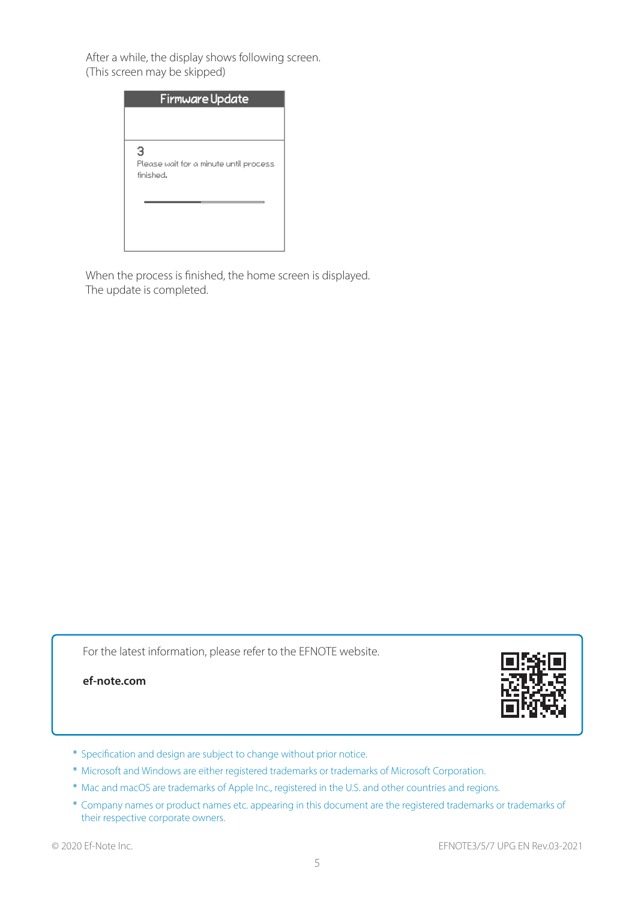After a while, the display shows following screen.
(This screen may be skipped)

Firmware Update

3
Please wait for a minute until process finished.

When the process is finished, the home screen is displayed.
The update is completed.

For the latest information, please refer to the EFNOTE website.

**ef-note.com**

* Specification and design are subject to change without prior notice.
* Microsoft and Windows are either registered trademarks or trademarks of Microsoft Corporation.
* Mac and macOS are trademarks of Apple Inc., registered in the U.S. and other countries and regions.
* Company names or product names etc. appearing in this document are the registered trademarks or trademarks of their respective corporate owners.

© 2020 Ef-Note Inc.

EFNOTE3/5/7 UPG EN Rev.03-2021